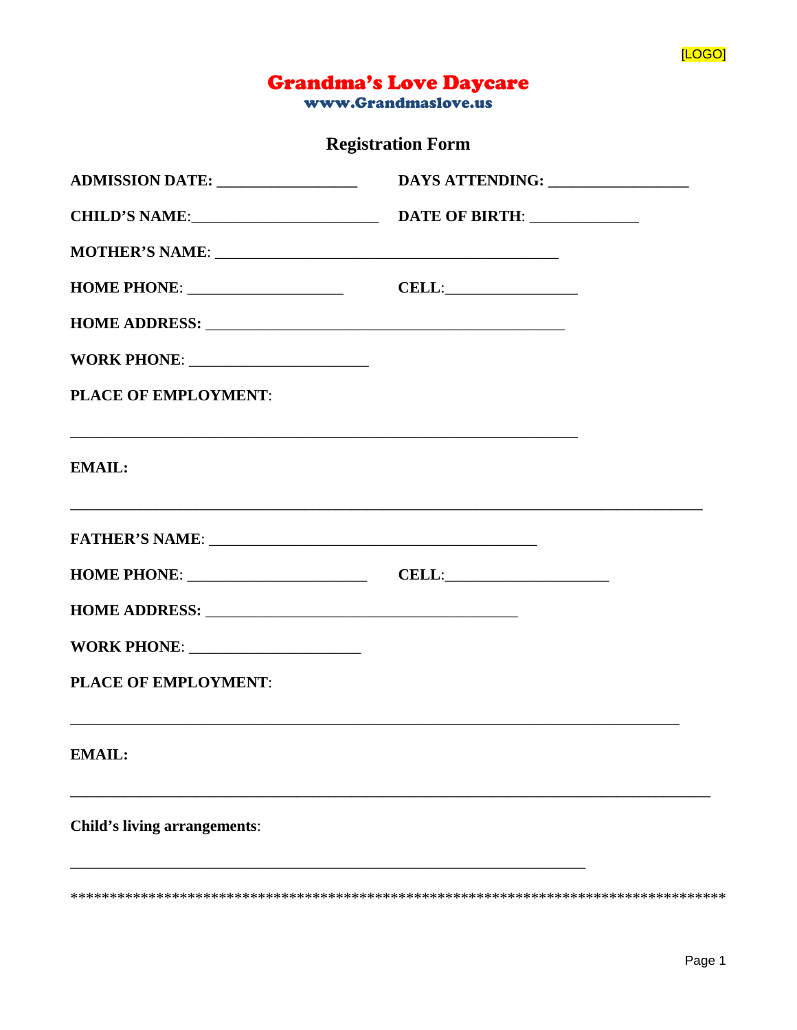[LOGO]

# Grandma's Love Daycare

**www.Grandmaslove.us**

## Registration Form

**ADMISSION DATE:** _________________ **DAYS ATTENDING:** _________________

**CHILD'S NAME**:_______________________ **DATE OF BIRTH**: _____________

**MOTHER'S NAME**: ___________________________________________

**HOME PHONE**: ___________________ **CELL**:________________

**HOME ADDRESS:** _____________________________________________

**WORK PHONE**: ______________________

**PLACE OF EMPLOYMENT**:

________________________________________________________________

**EMAIL:**

________________________________________________________________________________

**FATHER'S NAME**: __________________________________________

**HOME PHONE**: ______________________ **CELL**:____________________

**HOME ADDRESS:** _______________________________________

**WORK PHONE**: _____________________

**PLACE OF EMPLOYMENT**:

_____________________________________________________________________________

**EMAIL:**

_________________________________________________________________________________

**Child's living arrangements**:

_________________________________________________________________

************************************************************************************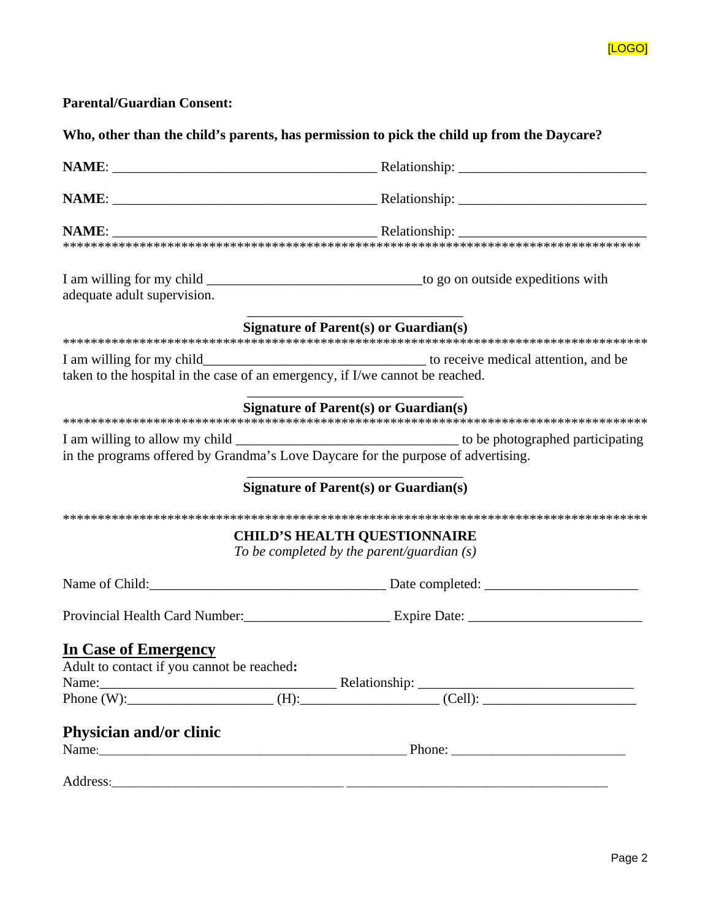[LOGO]

**Parental/Guardian Consent:**

**Who, other than the child's parents, has permission to pick the child up from the Daycare?**

**NAME**: _____________________________________ Relationship: ___________________________

**NAME**: _____________________________________ Relationship: ___________________________

**NAME**: _____________________________________ Relationship: ___________________________

*************************************************************************************

I am willing for my child _______________________________to go on outside expeditions with adequate adult supervision.

_______________________________
**Signature of Parent(s) or Guardian(s)**

*************************************************************************************

I am willing for my child_______________________________ to receive medical attention, and be taken to the hospital in the case of an emergency, if I/we cannot be reached.

_______________________________
**Signature of Parent(s) or Guardian(s)**

*************************************************************************************

I am willing to allow my child _______________________________ to be photographed participating in the programs offered by Grandma's Love Daycare for the purpose of advertising.

_______________________________
**Signature of Parent(s) or Guardian(s)**

*************************************************************************************

**CHILD'S HEALTH QUESTIONNAIRE**
*To be completed by the parent/guardian (s)*

Name of Child:_________________________________ Date completed: _____________________

Provincial Health Card Number:_____________________ Expire Date: ________________________

## In Case of Emergency

Adult to contact if you cannot be reached**:**
Name:_________________________________ Relationship: ______________________________
Phone (W):_____________________ (H):___________________ (Cell): _____________________

## Physician and/or clinic

Name:____________________________________________ Phone: ________________________

Address:__________________________________ _____________________________________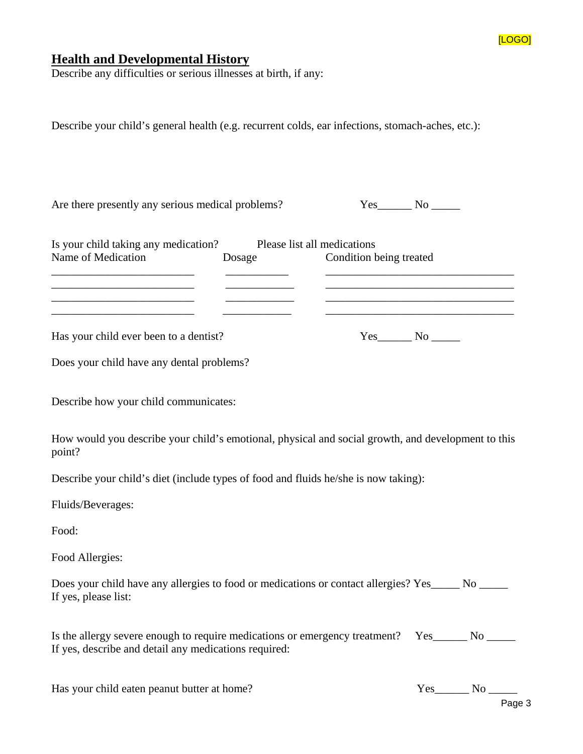[LOGO]

## Health and Developmental History

Describe any difficulties or serious illnesses at birth, if any:

Describe your child's general health (e.g. recurrent colds, ear infections, stomach-aches, etc.):

Are there presently any serious medical problems? Yes______ No _____

Is your child taking any medication? Please list all medications

| Name of Medication | Dosage | Condition being treated |
|---|---|---|
| _________________________ | ___________ | _________________________________ |
| _________________________ | ____________ | _________________________________ |
| _________________________ | ____________ | _________________________________ |
| _________________________ | ____________ | _________________________________ |

Has your child ever been to a dentist? Yes______ No _____

Does your child have any dental problems?

Describe how your child communicates:

How would you describe your child's emotional, physical and social growth, and development to this point?

Describe your child's diet (include types of food and fluids he/she is now taking):

Fluids/Beverages:

Food:

Food Allergies:

Does your child have any allergies to food or medications or contact allergies? Yes_____ No _____
If yes, please list:

Is the allergy severe enough to require medications or emergency treatment? Yes______ No _____
If yes, describe and detail any medications required:

Has your child eaten peanut butter at home? Yes______ No _____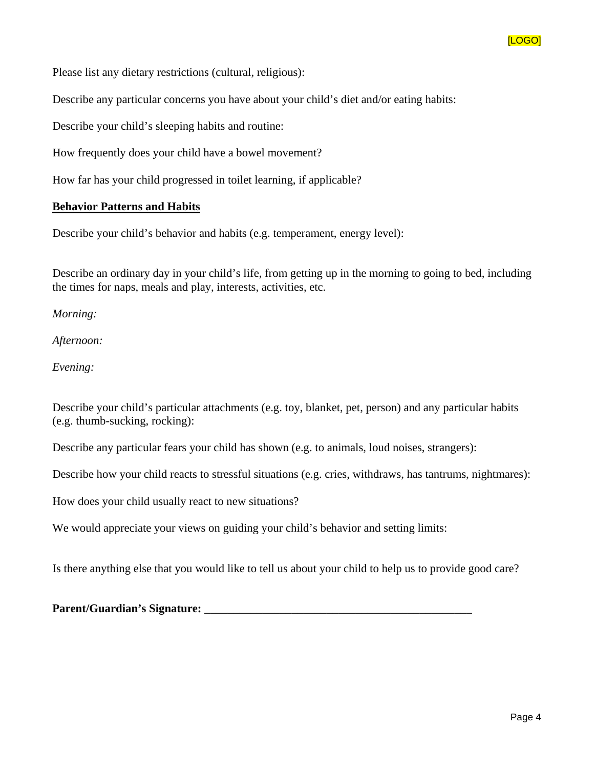Please list any dietary restrictions (cultural, religious):

Describe any particular concerns you have about your child's diet and/or eating habits:

Describe your child's sleeping habits and routine:

How frequently does your child have a bowel movement?

How far has your child progressed in toilet learning, if applicable?

## Behavior Patterns and Habits

Describe your child's behavior and habits (e.g. temperament, energy level):

Describe an ordinary day in your child's life, from getting up in the morning to going to bed, including the times for naps, meals and play, interests, activities, etc.

*Morning:*

*Afternoon:*

*Evening:*

Describe your child's particular attachments (e.g. toy, blanket, pet, person) and any particular habits (e.g. thumb-sucking, rocking):

Describe any particular fears your child has shown (e.g. to animals, loud noises, strangers):

Describe how your child reacts to stressful situations (e.g. cries, withdraws, has tantrums, nightmares):

How does your child usually react to new situations?

We would appreciate your views on guiding your child's behavior and setting limits:

Is there anything else that you would like to tell us about your child to help us to provide good care?

**Parent/Guardian's Signature:** _______________________________________________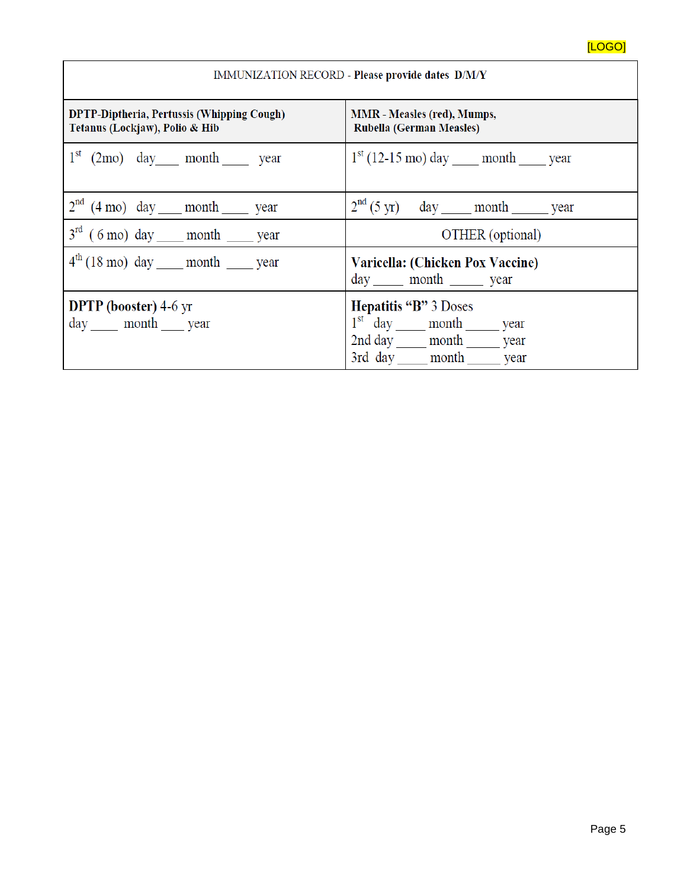[LOGO]

| IMMUNIZATION RECORD - **Please provide dates D/M/Y** | |
|---|---|
| **DPTP-Diptheria, Pertussis (Whipping Cough) Tetanus (Lockjaw), Polio & Hib** | **MMR - Measles (red), Mumps, Rubella (German Measles)** |
| 1st (2mo) day___ month ____ year | 1st (12-15 mo) day ____ month ____ year |
| 2nd (4 mo) day ___ month ____ year | 2nd (5 yr) day ____ month _____ year |
| 3rd ( 6 mo) day ____ month ____ year | OTHER (optional) |
| 4th (18 mo) day ____ month ____ year | **Varicella: (Chicken Pox Vaccine)** day _____ month _____ year |
| **DPTP (booster)** 4-6 yr day ____ month ___ year | **Hepatitis "B"** 3 Doses 1st day ____ month _____ year 2nd day ____ month _____ year 3rd day ____ month _____ year |